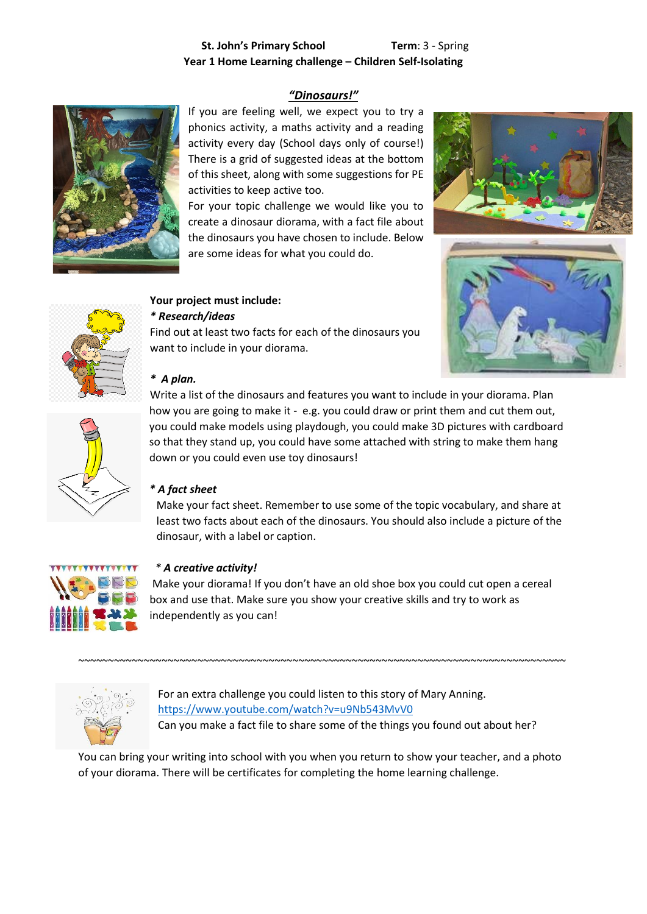**St. John's Primary School** **Term**: 3 - Spring

**Year 1 Home Learning challenge – Children Self-Isolating**

# ***"Dinosaurs!"***

If you are feeling well, we expect you to try a phonics activity, a maths activity and a reading activity every day (School days only of course!) There is a grid of suggested ideas at the bottom of this sheet, along with some suggestions for PE activities to keep active too.

For your topic challenge we would like you to create a dinosaur diorama, with a fact file about the dinosaurs you have chosen to include. Below are some ideas for what you could do.

**Your project must include:**

***\* Research/ideas***

Find out at least two facts for each of the dinosaurs you want to include in your diorama.

***\* A plan.***

Write a list of the dinosaurs and features you want to include in your diorama. Plan how you are going to make it - e.g. you could draw or print them and cut them out, you could make models using playdough, you could make 3D pictures with cardboard so that they stand up, you could have some attached with string to make them hang down or you could even use toy dinosaurs!

***\* A fact sheet***

Make your fact sheet. Remember to use some of the topic vocabulary, and share at least two facts about each of the dinosaurs. You should also include a picture of the dinosaur, with a label or caption.

***\* A creative activity!***

Make your diorama! If you don't have an old shoe box you could cut open a cereal box and use that. Make sure you show your creative skills and try to work as independently as you can!

~~~~~~~~~~~~~~~~~~~~~~~~~~~~~~~~~~~~~~~~~~~~~~~~~~~~~~~~~~~~~~~~~~~~~~~~~~~~~~~~~~~~~~~~~~~~~~~~~~~~

For an extra challenge you could listen to this story of Mary Anning.
https://www.youtube.com/watch?v=u9Nb543MvV0
Can you make a fact file to share some of the things you found out about her?

You can bring your writing into school with you when you return to show your teacher, and a photo of your diorama. There will be certificates for completing the home learning challenge.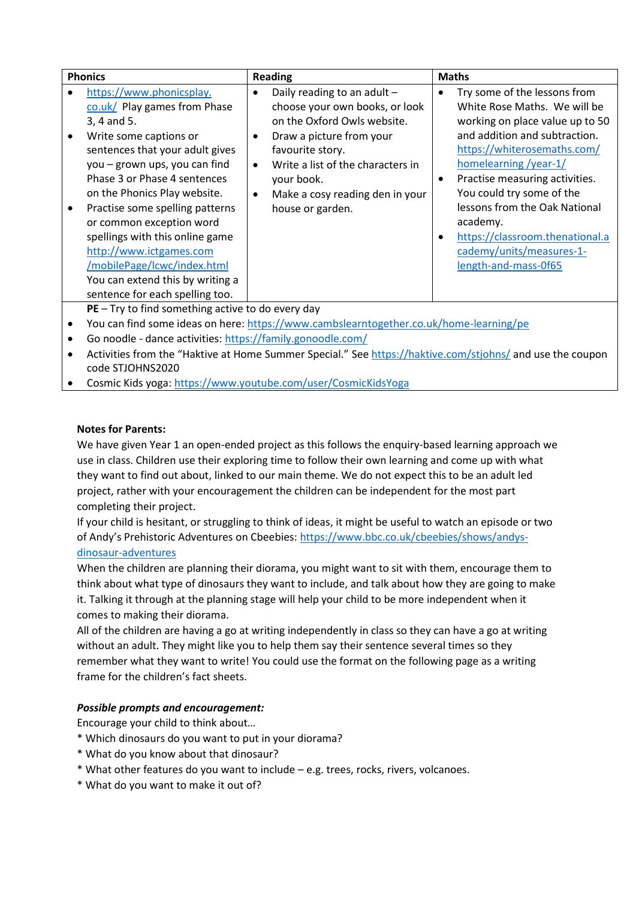| Phonics | Reading | Maths |
| --- | --- | --- |
| • https://www.phonicsplay.co.uk/ Play games from Phase 3, 4 and 5.<br>• Write some captions or sentences that your adult gives you – grown ups, you can find Phase 3 or Phase 4 sentences on the Phonics Play website.<br>• Practise some spelling patterns or common exception word spellings with this online game http://www.ictgames.com/mobilePage/lcwc/index.html You can extend this by writing a sentence for each spelling too. | • Daily reading to an adult – choose your own books, or look on the Oxford Owls website.<br>• Draw a picture from your favourite story.<br>• Write a list of the characters in your book.<br>• Make a cosy reading den in your house or garden. | • Try some of the lessons from White Rose Maths. We will be working on place value up to 50 and addition and subtraction. https://whiterosemaths.com/homelearning/year-1/<br>• Practise measuring activities. You could try some of the lessons from the Oak National academy.<br>• https://classroom.thenational.academy/units/measures-1-length-and-mass-0f65 |
| **PE** – Try to find something active to do every day<br>• You can find some ideas on here: https://www.cambslearntogether.co.uk/home-learning/pe<br>• Go noodle - dance activities: https://family.gonoodle.com/<br>• Activities from the "Haktive at Home Summer Special." See https://haktive.com/stjohns/ and use the coupon code STJOHNS2020<br>• Cosmic Kids yoga: https://www.youtube.com/user/CosmicKidsYoga | | |

**Notes for Parents:**

We have given Year 1 an open-ended project as this follows the enquiry-based learning approach we use in class. Children use their exploring time to follow their own learning and come up with what they want to find out about, linked to our main theme. We do not expect this to be an adult led project, rather with your encouragement the children can be independent for the most part completing their project.

If your child is hesitant, or struggling to think of ideas, it might be useful to watch an episode or two of Andy's Prehistoric Adventures on Cbeebies: https://www.bbc.co.uk/cbeebies/shows/andys-dinosaur-adventures

When the children are planning their diorama, you might want to sit with them, encourage them to think about what type of dinosaurs they want to include, and talk about how they are going to make it. Talking it through at the planning stage will help your child to be more independent when it comes to making their diorama.

All of the children are having a go at writing independently in class so they can have a go at writing without an adult. They might like you to help them say their sentence several times so they remember what they want to write! You could use the format on the following page as a writing frame for the children's fact sheets.

***Possible prompts and encouragement:***

Encourage your child to think about…

* Which dinosaurs do you want to put in your diorama?
* What do you know about that dinosaur?
* What other features do you want to include – e.g. trees, rocks, rivers, volcanoes.
* What do you want to make it out of?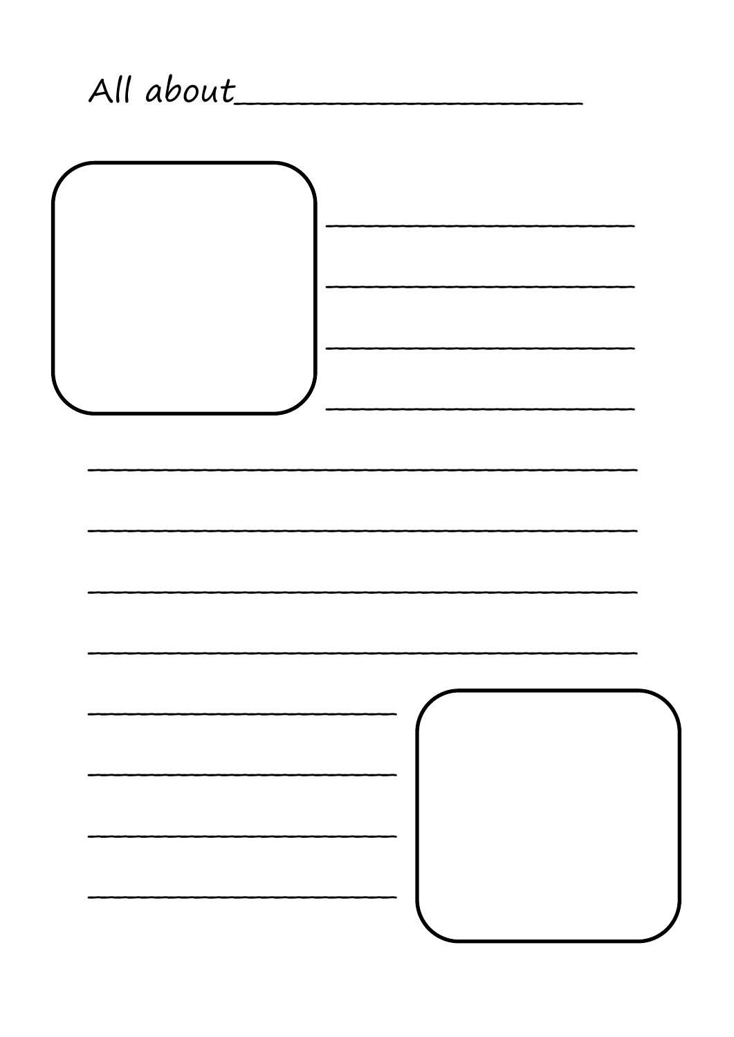All about_______________________